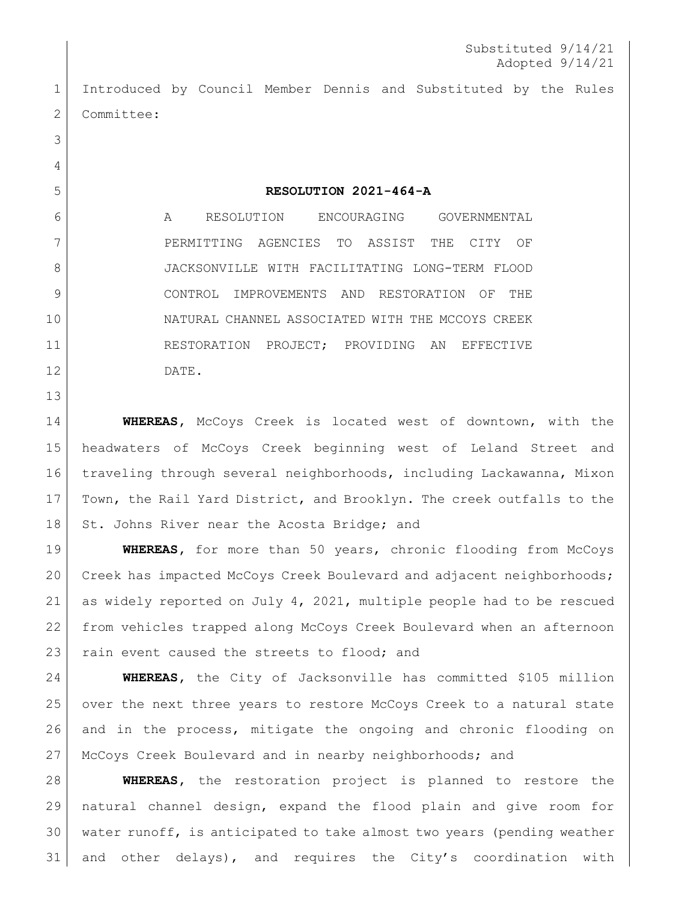Substituted 9/14/21
Adopted 9/14/21

Introduced by Council Member Dennis and Substituted by the Rules Committee:

**RESOLUTION 2021-464-A**

A RESOLUTION ENCOURAGING GOVERNMENTAL PERMITTING AGENCIES TO ASSIST THE CITY OF JACKSONVILLE WITH FACILITATING LONG-TERM FLOOD CONTROL IMPROVEMENTS AND RESTORATION OF THE NATURAL CHANNEL ASSOCIATED WITH THE MCCOYS CREEK RESTORATION PROJECT; PROVIDING AN EFFECTIVE DATE.

**WHEREAS**, McCoys Creek is located west of downtown, with the headwaters of McCoys Creek beginning west of Leland Street and traveling through several neighborhoods, including Lackawanna, Mixon Town, the Rail Yard District, and Brooklyn. The creek outfalls to the St. Johns River near the Acosta Bridge; and

**WHEREAS**, for more than 50 years, chronic flooding from McCoys Creek has impacted McCoys Creek Boulevard and adjacent neighborhoods; as widely reported on July 4, 2021, multiple people had to be rescued from vehicles trapped along McCoys Creek Boulevard when an afternoon rain event caused the streets to flood; and

**WHEREAS**, the City of Jacksonville has committed $105 million over the next three years to restore McCoys Creek to a natural state and in the process, mitigate the ongoing and chronic flooding on McCoys Creek Boulevard and in nearby neighborhoods; and

**WHEREAS**, the restoration project is planned to restore the natural channel design, expand the flood plain and give room for water runoff, is anticipated to take almost two years (pending weather and other delays), and requires the City's coordination with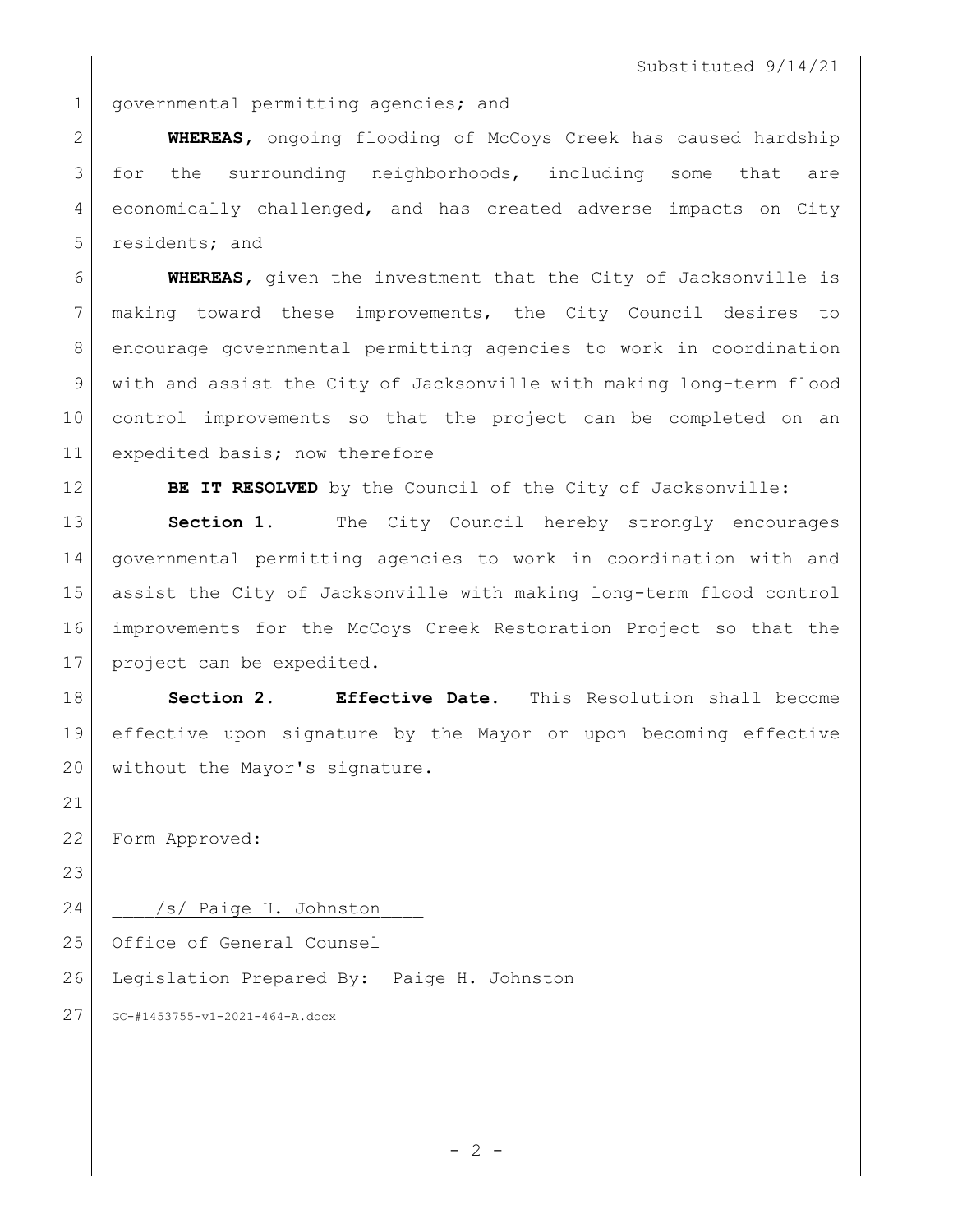Substituted 9/14/21

governmental permitting agencies; and

**WHEREAS,** ongoing flooding of McCoys Creek has caused hardship for the surrounding neighborhoods, including some that are economically challenged, and has created adverse impacts on City residents; and

**WHEREAS,** given the investment that the City of Jacksonville is making toward these improvements, the City Council desires to encourage governmental permitting agencies to work in coordination with and assist the City of Jacksonville with making long-term flood control improvements so that the project can be completed on an expedited basis; now therefore

**BE IT RESOLVED** by the Council of the City of Jacksonville:

**Section 1.** The City Council hereby strongly encourages governmental permitting agencies to work in coordination with and assist the City of Jacksonville with making long-term flood control improvements for the McCoys Creek Restoration Project so that the project can be expedited.

**Section 2. Effective Date.** This Resolution shall become effective upon signature by the Mayor or upon becoming effective without the Mayor's signature.

Form Approved:

/s/ Paige H. Johnston

Office of General Counsel

Legislation Prepared By: Paige H. Johnston

GC-#1453755-v1-2021-464-A.docx